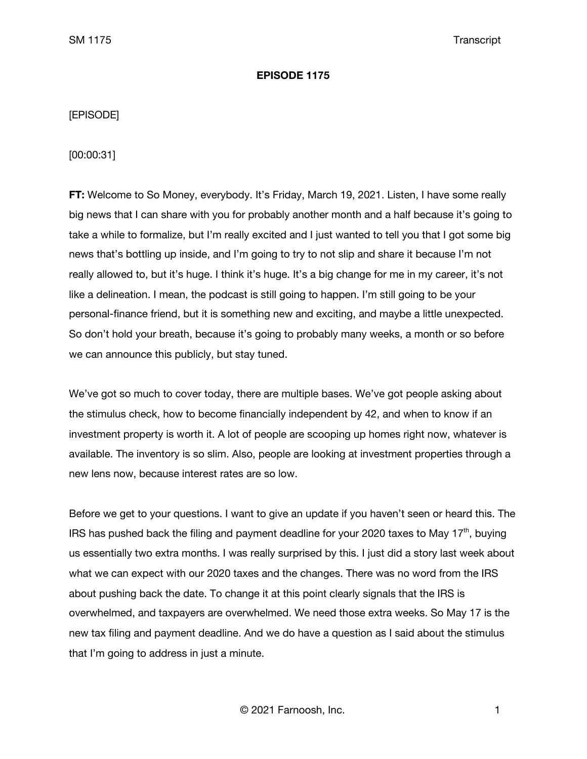# EPISODE 1175

[EPISODE]

[00:00:31]

**FT:** Welcome to So Money, everybody. It's Friday, March 19, 2021. Listen, I have some really big news that I can share with you for probably another month and a half because it's going to take a while to formalize, but I'm really excited and I just wanted to tell you that I got some big news that's bottling up inside, and I'm going to try to not slip and share it because I'm not really allowed to, but it's huge. I think it's huge. It's a big change for me in my career, it's not like a delineation. I mean, the podcast is still going to happen. I'm still going to be your personal-finance friend, but it is something new and exciting, and maybe a little unexpected. So don't hold your breath, because it's going to probably many weeks, a month or so before we can announce this publicly, but stay tuned.

We've got so much to cover today, there are multiple bases. We've got people asking about the stimulus check, how to become financially independent by 42, and when to know if an investment property is worth it. A lot of people are scooping up homes right now, whatever is available. The inventory is so slim. Also, people are looking at investment properties through a new lens now, because interest rates are so low.

Before we get to your questions. I want to give an update if you haven't seen or heard this. The IRS has pushed back the filing and payment deadline for your 2020 taxes to May 17th, buying us essentially two extra months. I was really surprised by this. I just did a story last week about what we can expect with our 2020 taxes and the changes. There was no word from the IRS about pushing back the date. To change it at this point clearly signals that the IRS is overwhelmed, and taxpayers are overwhelmed. We need those extra weeks. So May 17 is the new tax filing and payment deadline. And we do have a question as I said about the stimulus that I'm going to address in just a minute.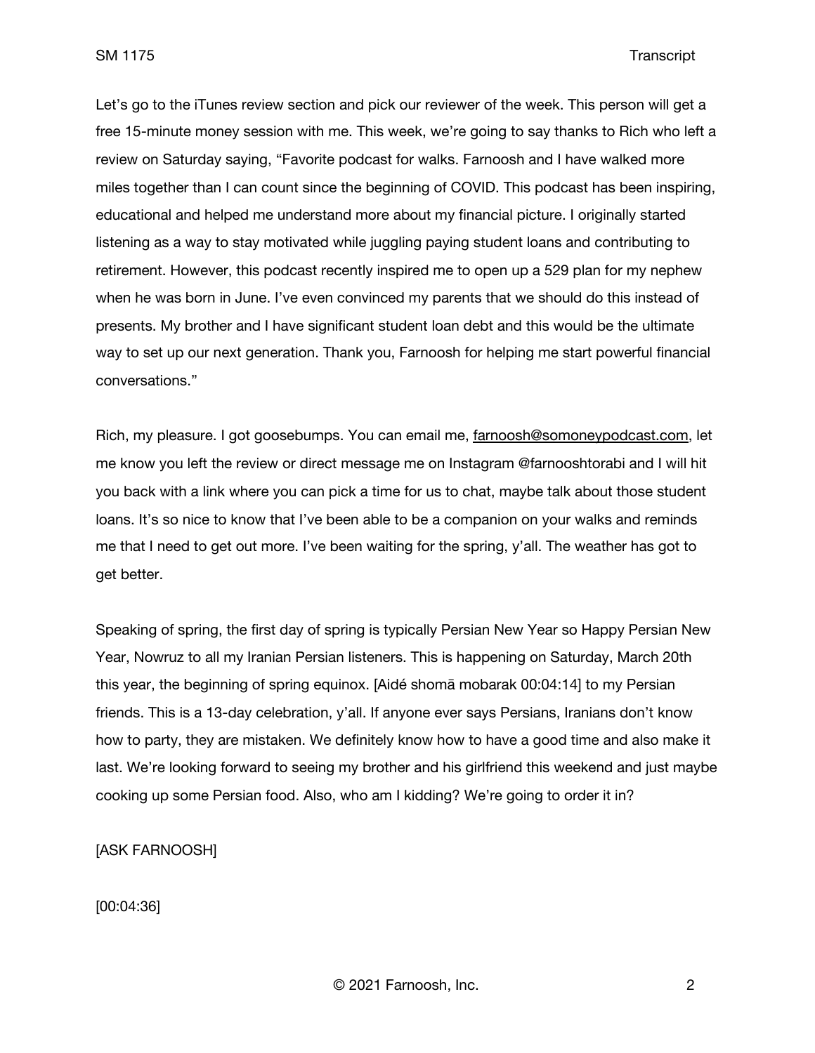Let's go to the iTunes review section and pick our reviewer of the week. This person will get a free 15-minute money session with me. This week, we're going to say thanks to Rich who left a review on Saturday saying, "Favorite podcast for walks. Farnoosh and I have walked more miles together than I can count since the beginning of COVID. This podcast has been inspiring, educational and helped me understand more about my financial picture. I originally started listening as a way to stay motivated while juggling paying student loans and contributing to retirement. However, this podcast recently inspired me to open up a 529 plan for my nephew when he was born in June. I've even convinced my parents that we should do this instead of presents. My brother and I have significant student loan debt and this would be the ultimate way to set up our next generation. Thank you, Farnoosh for helping me start powerful financial conversations."

Rich, my pleasure. I got goosebumps. You can email me, farnoosh@somoneypodcast.com, let me know you left the review or direct message me on Instagram @farnooshtorabi and I will hit you back with a link where you can pick a time for us to chat, maybe talk about those student loans. It's so nice to know that I've been able to be a companion on your walks and reminds me that I need to get out more. I've been waiting for the spring, y'all. The weather has got to get better.

Speaking of spring, the first day of spring is typically Persian New Year so Happy Persian New Year, Nowruz to all my Iranian Persian listeners. This is happening on Saturday, March 20th this year, the beginning of spring equinox. [Aidé shomā mobarak 00:04:14] to my Persian friends. This is a 13-day celebration, y'all. If anyone ever says Persians, Iranians don't know how to party, they are mistaken. We definitely know how to have a good time and also make it last. We're looking forward to seeing my brother and his girlfriend this weekend and just maybe cooking up some Persian food. Also, who am I kidding? We're going to order it in?

[ASK FARNOOSH]

[00:04:36]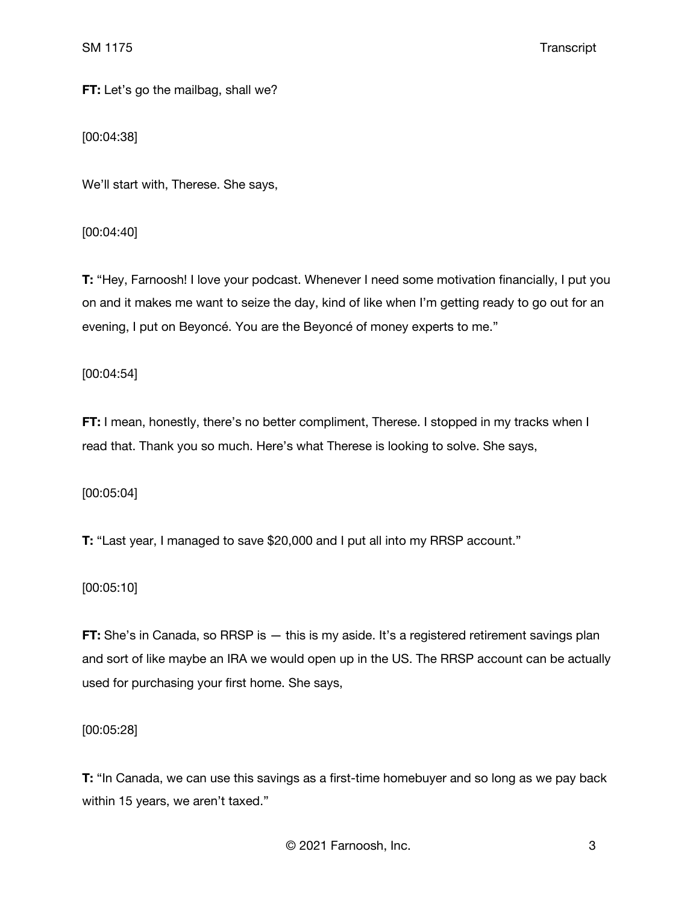**FT:** Let's go the mailbag, shall we?

[00:04:38]

We'll start with, Therese. She says,

[00:04:40]

**T:** "Hey, Farnoosh! I love your podcast. Whenever I need some motivation financially, I put you on and it makes me want to seize the day, kind of like when I'm getting ready to go out for an evening, I put on Beyoncé. You are the Beyoncé of money experts to me."

[00:04:54]

**FT:** I mean, honestly, there's no better compliment, Therese. I stopped in my tracks when I read that. Thank you so much. Here's what Therese is looking to solve. She says,

[00:05:04]

**T:** "Last year, I managed to save $20,000 and I put all into my RRSP account."

[00:05:10]

**FT:** She's in Canada, so RRSP is — this is my aside. It's a registered retirement savings plan and sort of like maybe an IRA we would open up in the US. The RRSP account can be actually used for purchasing your first home. She says,

[00:05:28]

**T:** "In Canada, we can use this savings as a first-time homebuyer and so long as we pay back within 15 years, we aren't taxed."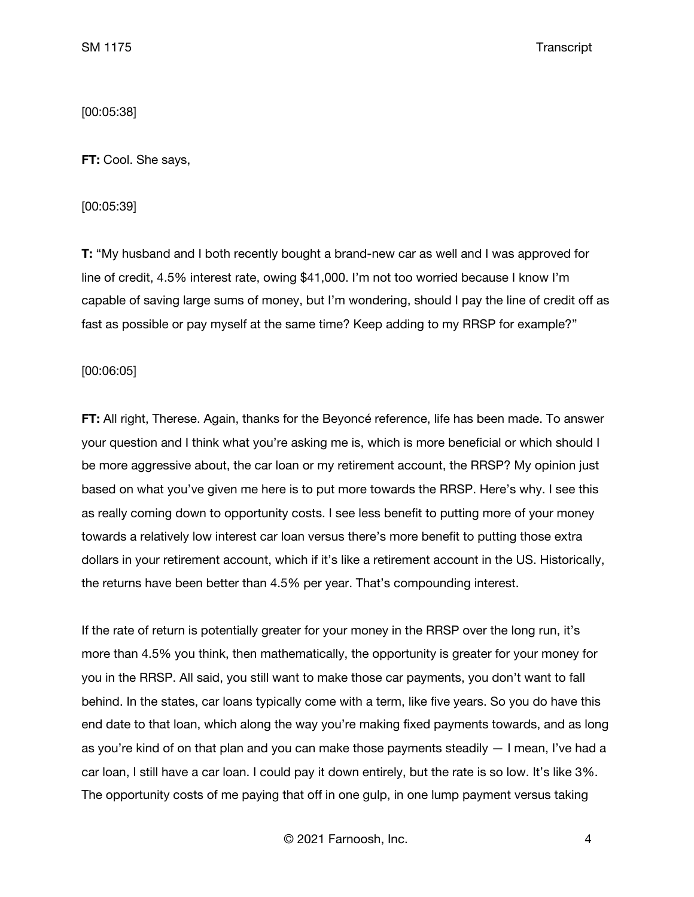[00:05:38]

**FT:** Cool. She says,

[00:05:39]

**T:** "My husband and I both recently bought a brand-new car as well and I was approved for line of credit, 4.5% interest rate, owing $41,000. I'm not too worried because I know I'm capable of saving large sums of money, but I'm wondering, should I pay the line of credit off as fast as possible or pay myself at the same time? Keep adding to my RRSP for example?"

[00:06:05]

**FT:** All right, Therese. Again, thanks for the Beyoncé reference, life has been made. To answer your question and I think what you're asking me is, which is more beneficial or which should I be more aggressive about, the car loan or my retirement account, the RRSP? My opinion just based on what you've given me here is to put more towards the RRSP. Here's why. I see this as really coming down to opportunity costs. I see less benefit to putting more of your money towards a relatively low interest car loan versus there's more benefit to putting those extra dollars in your retirement account, which if it's like a retirement account in the US. Historically, the returns have been better than 4.5% per year. That's compounding interest.

If the rate of return is potentially greater for your money in the RRSP over the long run, it's more than 4.5% you think, then mathematically, the opportunity is greater for your money for you in the RRSP. All said, you still want to make those car payments, you don't want to fall behind. In the states, car loans typically come with a term, like five years. So you do have this end date to that loan, which along the way you're making fixed payments towards, and as long as you're kind of on that plan and you can make those payments steadily — I mean, I've had a car loan, I still have a car loan. I could pay it down entirely, but the rate is so low. It's like 3%. The opportunity costs of me paying that off in one gulp, in one lump payment versus taking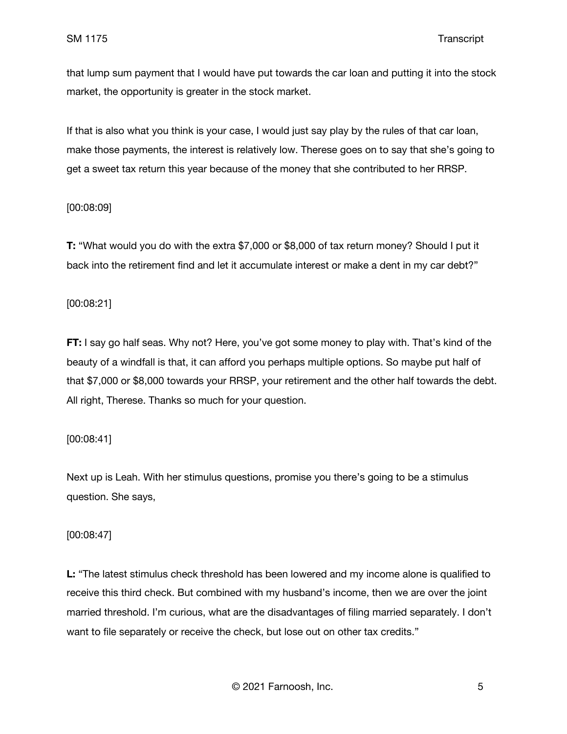that lump sum payment that I would have put towards the car loan and putting it into the stock market, the opportunity is greater in the stock market.

If that is also what you think is your case, I would just say play by the rules of that car loan, make those payments, the interest is relatively low. Therese goes on to say that she's going to get a sweet tax return this year because of the money that she contributed to her RRSP.

[00:08:09]

**T:** "What would you do with the extra $7,000 or $8,000 of tax return money? Should I put it back into the retirement find and let it accumulate interest or make a dent in my car debt?"

[00:08:21]

**FT:** I say go half seas. Why not? Here, you've got some money to play with. That's kind of the beauty of a windfall is that, it can afford you perhaps multiple options. So maybe put half of that $7,000 or $8,000 towards your RRSP, your retirement and the other half towards the debt. All right, Therese. Thanks so much for your question.

[00:08:41]

Next up is Leah. With her stimulus questions, promise you there's going to be a stimulus question. She says,

[00:08:47]

**L:** "The latest stimulus check threshold has been lowered and my income alone is qualified to receive this third check. But combined with my husband's income, then we are over the joint married threshold. I'm curious, what are the disadvantages of filing married separately. I don't want to file separately or receive the check, but lose out on other tax credits."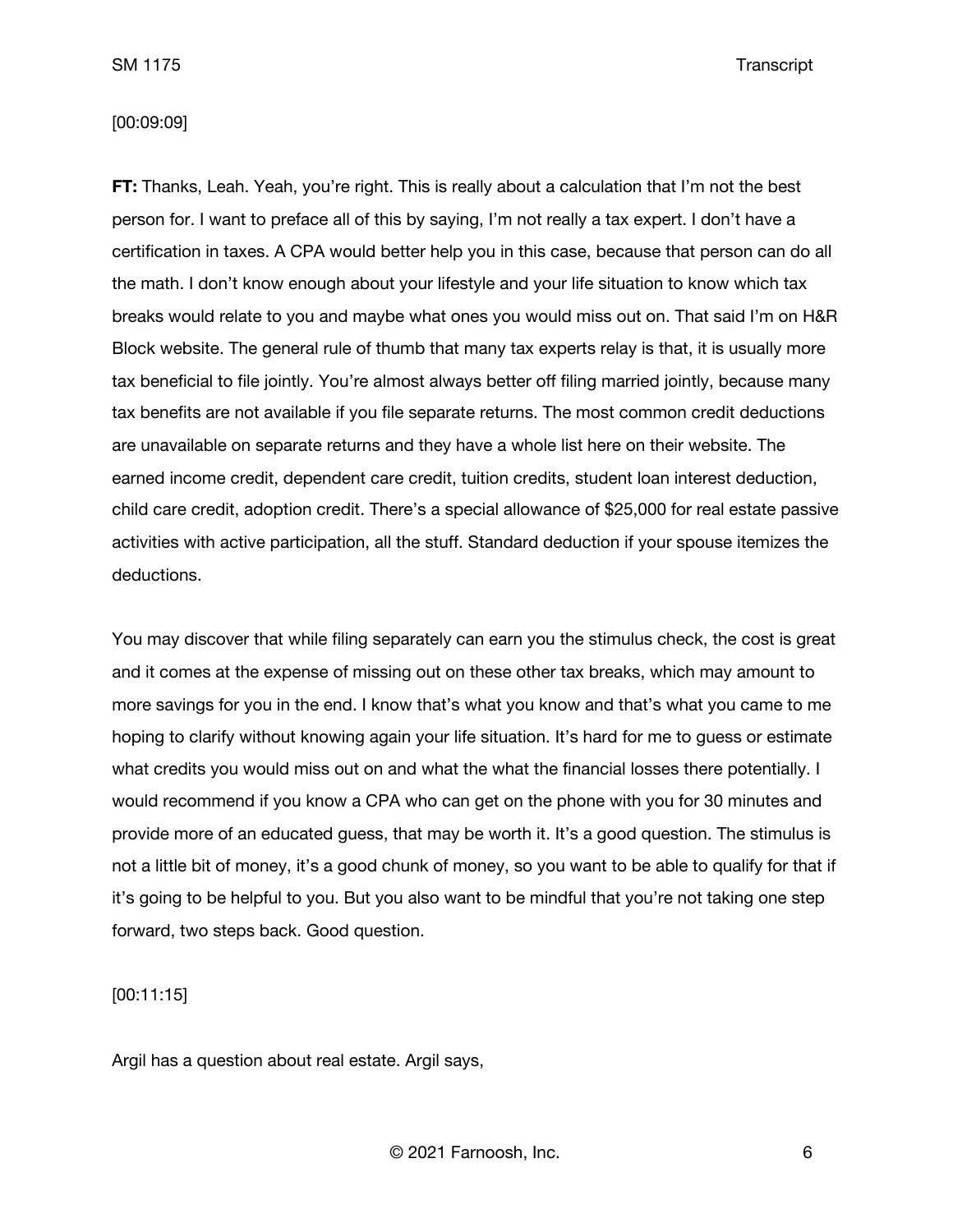[00:09:09]

**FT:** Thanks, Leah. Yeah, you're right. This is really about a calculation that I'm not the best person for. I want to preface all of this by saying, I'm not really a tax expert. I don't have a certification in taxes. A CPA would better help you in this case, because that person can do all the math. I don't know enough about your lifestyle and your life situation to know which tax breaks would relate to you and maybe what ones you would miss out on. That said I'm on H&R Block website. The general rule of thumb that many tax experts relay is that, it is usually more tax beneficial to file jointly. You're almost always better off filing married jointly, because many tax benefits are not available if you file separate returns. The most common credit deductions are unavailable on separate returns and they have a whole list here on their website. The earned income credit, dependent care credit, tuition credits, student loan interest deduction, child care credit, adoption credit. There's a special allowance of $25,000 for real estate passive activities with active participation, all the stuff. Standard deduction if your spouse itemizes the deductions.

You may discover that while filing separately can earn you the stimulus check, the cost is great and it comes at the expense of missing out on these other tax breaks, which may amount to more savings for you in the end. I know that's what you know and that's what you came to me hoping to clarify without knowing again your life situation. It's hard for me to guess or estimate what credits you would miss out on and what the what the financial losses there potentially. I would recommend if you know a CPA who can get on the phone with you for 30 minutes and provide more of an educated guess, that may be worth it. It's a good question. The stimulus is not a little bit of money, it's a good chunk of money, so you want to be able to qualify for that if it's going to be helpful to you. But you also want to be mindful that you're not taking one step forward, two steps back. Good question.

[00:11:15]

Argil has a question about real estate. Argil says,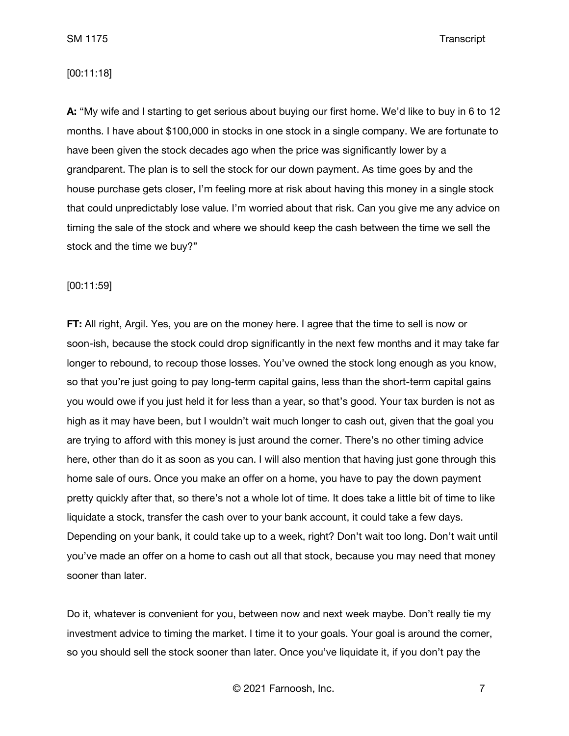[00:11:18]

**A:** "My wife and I starting to get serious about buying our first home. We'd like to buy in 6 to 12 months. I have about $100,000 in stocks in one stock in a single company. We are fortunate to have been given the stock decades ago when the price was significantly lower by a grandparent. The plan is to sell the stock for our down payment. As time goes by and the house purchase gets closer, I'm feeling more at risk about having this money in a single stock that could unpredictably lose value. I'm worried about that risk. Can you give me any advice on timing the sale of the stock and where we should keep the cash between the time we sell the stock and the time we buy?"

[00:11:59]

**FT:** All right, Argil. Yes, you are on the money here. I agree that the time to sell is now or soon-ish, because the stock could drop significantly in the next few months and it may take far longer to rebound, to recoup those losses. You've owned the stock long enough as you know, so that you're just going to pay long-term capital gains, less than the short-term capital gains you would owe if you just held it for less than a year, so that's good. Your tax burden is not as high as it may have been, but I wouldn't wait much longer to cash out, given that the goal you are trying to afford with this money is just around the corner. There's no other timing advice here, other than do it as soon as you can. I will also mention that having just gone through this home sale of ours. Once you make an offer on a home, you have to pay the down payment pretty quickly after that, so there's not a whole lot of time. It does take a little bit of time to like liquidate a stock, transfer the cash over to your bank account, it could take a few days. Depending on your bank, it could take up to a week, right? Don't wait too long. Don't wait until you've made an offer on a home to cash out all that stock, because you may need that money sooner than later.

Do it, whatever is convenient for you, between now and next week maybe. Don't really tie my investment advice to timing the market. I time it to your goals. Your goal is around the corner, so you should sell the stock sooner than later. Once you've liquidate it, if you don't pay the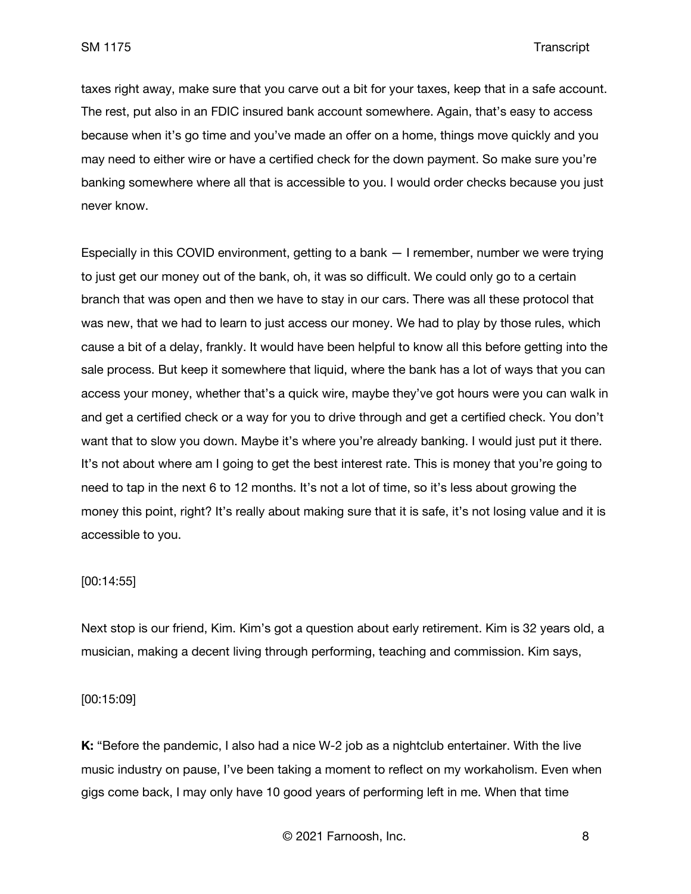taxes right away, make sure that you carve out a bit for your taxes, keep that in a safe account. The rest, put also in an FDIC insured bank account somewhere. Again, that's easy to access because when it's go time and you've made an offer on a home, things move quickly and you may need to either wire or have a certified check for the down payment. So make sure you're banking somewhere where all that is accessible to you. I would order checks because you just never know.

Especially in this COVID environment, getting to a bank — I remember, number we were trying to just get our money out of the bank, oh, it was so difficult. We could only go to a certain branch that was open and then we have to stay in our cars. There was all these protocol that was new, that we had to learn to just access our money. We had to play by those rules, which cause a bit of a delay, frankly. It would have been helpful to know all this before getting into the sale process. But keep it somewhere that liquid, where the bank has a lot of ways that you can access your money, whether that's a quick wire, maybe they've got hours were you can walk in and get a certified check or a way for you to drive through and get a certified check. You don't want that to slow you down. Maybe it's where you're already banking. I would just put it there. It's not about where am I going to get the best interest rate. This is money that you're going to need to tap in the next 6 to 12 months. It's not a lot of time, so it's less about growing the money this point, right? It's really about making sure that it is safe, it's not losing value and it is accessible to you.

[00:14:55]

Next stop is our friend, Kim. Kim's got a question about early retirement. Kim is 32 years old, a musician, making a decent living through performing, teaching and commission. Kim says,

[00:15:09]

**K:** "Before the pandemic, I also had a nice W-2 job as a nightclub entertainer. With the live music industry on pause, I've been taking a moment to reflect on my workaholism. Even when gigs come back, I may only have 10 good years of performing left in me. When that time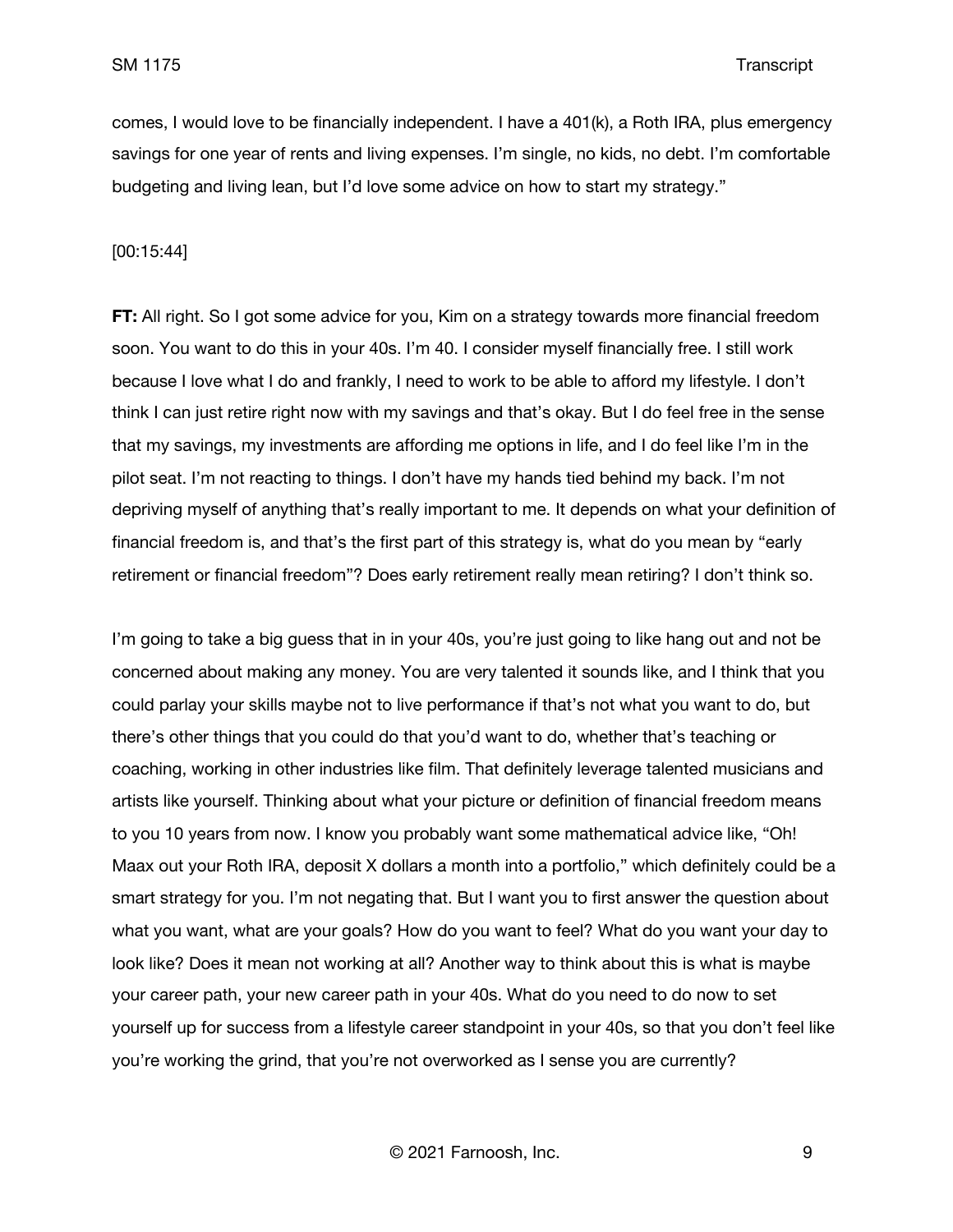comes, I would love to be financially independent. I have a 401(k), a Roth IRA, plus emergency savings for one year of rents and living expenses. I'm single, no kids, no debt. I'm comfortable budgeting and living lean, but I'd love some advice on how to start my strategy."

[00:15:44]

**FT:** All right. So I got some advice for you, Kim on a strategy towards more financial freedom soon. You want to do this in your 40s. I'm 40. I consider myself financially free. I still work because I love what I do and frankly, I need to work to be able to afford my lifestyle. I don't think I can just retire right now with my savings and that's okay. But I do feel free in the sense that my savings, my investments are affording me options in life, and I do feel like I'm in the pilot seat. I'm not reacting to things. I don't have my hands tied behind my back. I'm not depriving myself of anything that's really important to me. It depends on what your definition of financial freedom is, and that's the first part of this strategy is, what do you mean by "early retirement or financial freedom"? Does early retirement really mean retiring? I don't think so.

I'm going to take a big guess that in in your 40s, you're just going to like hang out and not be concerned about making any money. You are very talented it sounds like, and I think that you could parlay your skills maybe not to live performance if that's not what you want to do, but there's other things that you could do that you'd want to do, whether that's teaching or coaching, working in other industries like film. That definitely leverage talented musicians and artists like yourself. Thinking about what your picture or definition of financial freedom means to you 10 years from now. I know you probably want some mathematical advice like, "Oh! Maax out your Roth IRA, deposit X dollars a month into a portfolio," which definitely could be a smart strategy for you. I'm not negating that. But I want you to first answer the question about what you want, what are your goals? How do you want to feel? What do you want your day to look like? Does it mean not working at all? Another way to think about this is what is maybe your career path, your new career path in your 40s. What do you need to do now to set yourself up for success from a lifestyle career standpoint in your 40s, so that you don't feel like you're working the grind, that you're not overworked as I sense you are currently?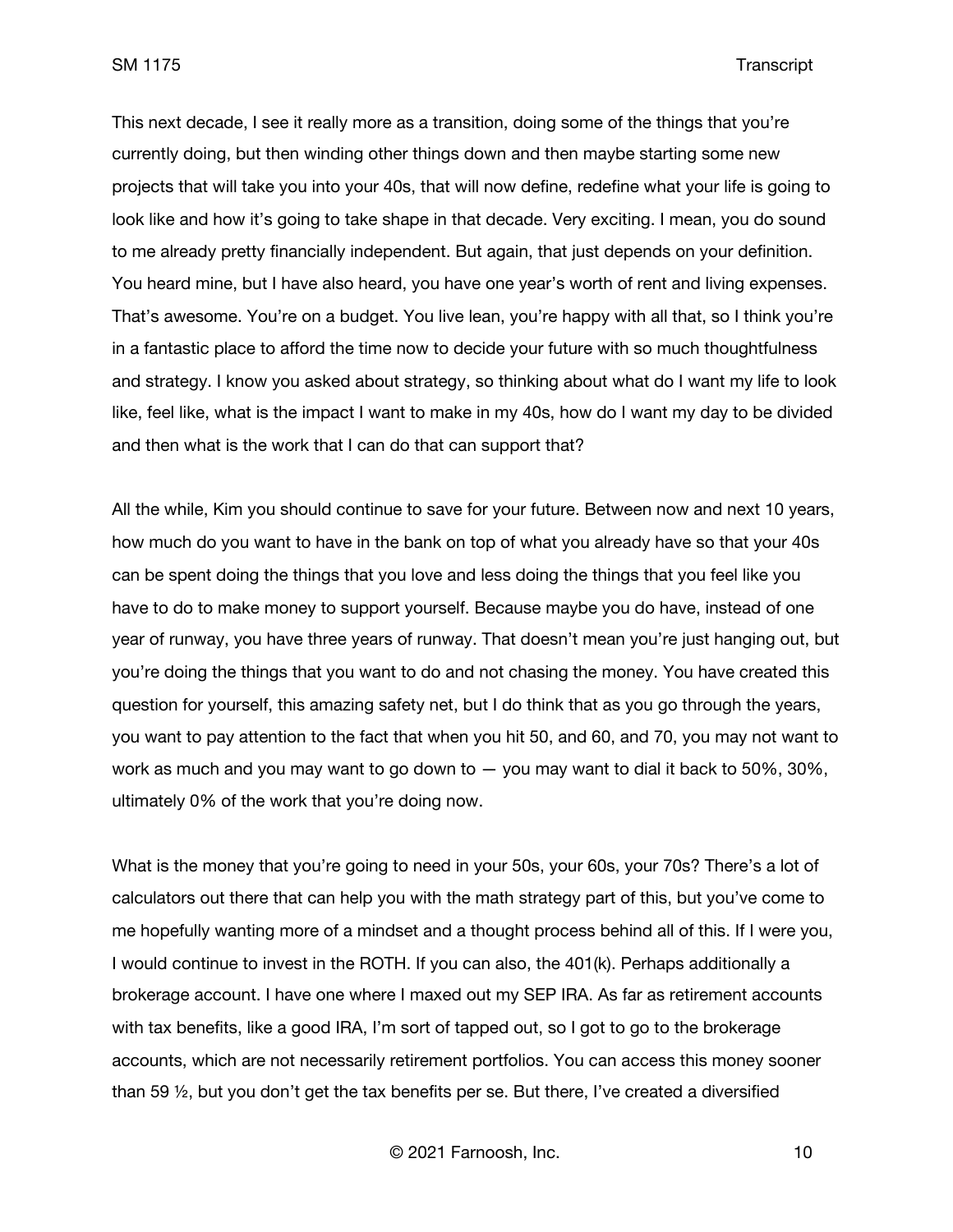This next decade, I see it really more as a transition, doing some of the things that you're currently doing, but then winding other things down and then maybe starting some new projects that will take you into your 40s, that will now define, redefine what your life is going to look like and how it's going to take shape in that decade. Very exciting. I mean, you do sound to me already pretty financially independent. But again, that just depends on your definition. You heard mine, but I have also heard, you have one year's worth of rent and living expenses. That's awesome. You're on a budget. You live lean, you're happy with all that, so I think you're in a fantastic place to afford the time now to decide your future with so much thoughtfulness and strategy. I know you asked about strategy, so thinking about what do I want my life to look like, feel like, what is the impact I want to make in my 40s, how do I want my day to be divided and then what is the work that I can do that can support that?

All the while, Kim you should continue to save for your future. Between now and next 10 years, how much do you want to have in the bank on top of what you already have so that your 40s can be spent doing the things that you love and less doing the things that you feel like you have to do to make money to support yourself. Because maybe you do have, instead of one year of runway, you have three years of runway. That doesn't mean you're just hanging out, but you're doing the things that you want to do and not chasing the money. You have created this question for yourself, this amazing safety net, but I do think that as you go through the years, you want to pay attention to the fact that when you hit 50, and 60, and 70, you may not want to work as much and you may want to go down to — you may want to dial it back to 50%, 30%, ultimately 0% of the work that you're doing now.

What is the money that you're going to need in your 50s, your 60s, your 70s? There's a lot of calculators out there that can help you with the math strategy part of this, but you've come to me hopefully wanting more of a mindset and a thought process behind all of this. If I were you, I would continue to invest in the ROTH. If you can also, the 401(k). Perhaps additionally a brokerage account. I have one where I maxed out my SEP IRA. As far as retirement accounts with tax benefits, like a good IRA, I'm sort of tapped out, so I got to go to the brokerage accounts, which are not necessarily retirement portfolios. You can access this money sooner than 59 ½, but you don't get the tax benefits per se. But there, I've created a diversified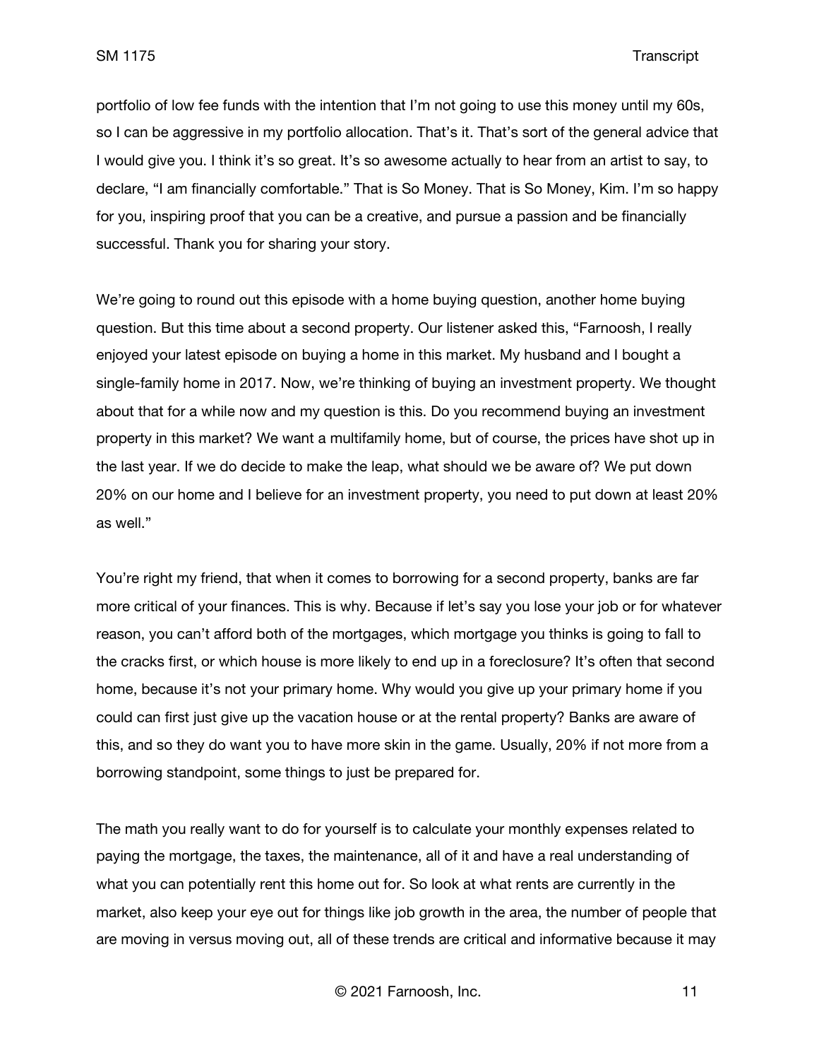portfolio of low fee funds with the intention that I'm not going to use this money until my 60s, so I can be aggressive in my portfolio allocation. That's it. That's sort of the general advice that I would give you. I think it's so great. It's so awesome actually to hear from an artist to say, to declare, "I am financially comfortable." That is So Money. That is So Money, Kim. I'm so happy for you, inspiring proof that you can be a creative, and pursue a passion and be financially successful. Thank you for sharing your story.

We're going to round out this episode with a home buying question, another home buying question. But this time about a second property. Our listener asked this, "Farnoosh, I really enjoyed your latest episode on buying a home in this market. My husband and I bought a single-family home in 2017. Now, we're thinking of buying an investment property. We thought about that for a while now and my question is this. Do you recommend buying an investment property in this market? We want a multifamily home, but of course, the prices have shot up in the last year. If we do decide to make the leap, what should we be aware of? We put down 20% on our home and I believe for an investment property, you need to put down at least 20% as well."

You're right my friend, that when it comes to borrowing for a second property, banks are far more critical of your finances. This is why. Because if let's say you lose your job or for whatever reason, you can't afford both of the mortgages, which mortgage you thinks is going to fall to the cracks first, or which house is more likely to end up in a foreclosure? It's often that second home, because it's not your primary home. Why would you give up your primary home if you could can first just give up the vacation house or at the rental property? Banks are aware of this, and so they do want you to have more skin in the game. Usually, 20% if not more from a borrowing standpoint, some things to just be prepared for.

The math you really want to do for yourself is to calculate your monthly expenses related to paying the mortgage, the taxes, the maintenance, all of it and have a real understanding of what you can potentially rent this home out for. So look at what rents are currently in the market, also keep your eye out for things like job growth in the area, the number of people that are moving in versus moving out, all of these trends are critical and informative because it may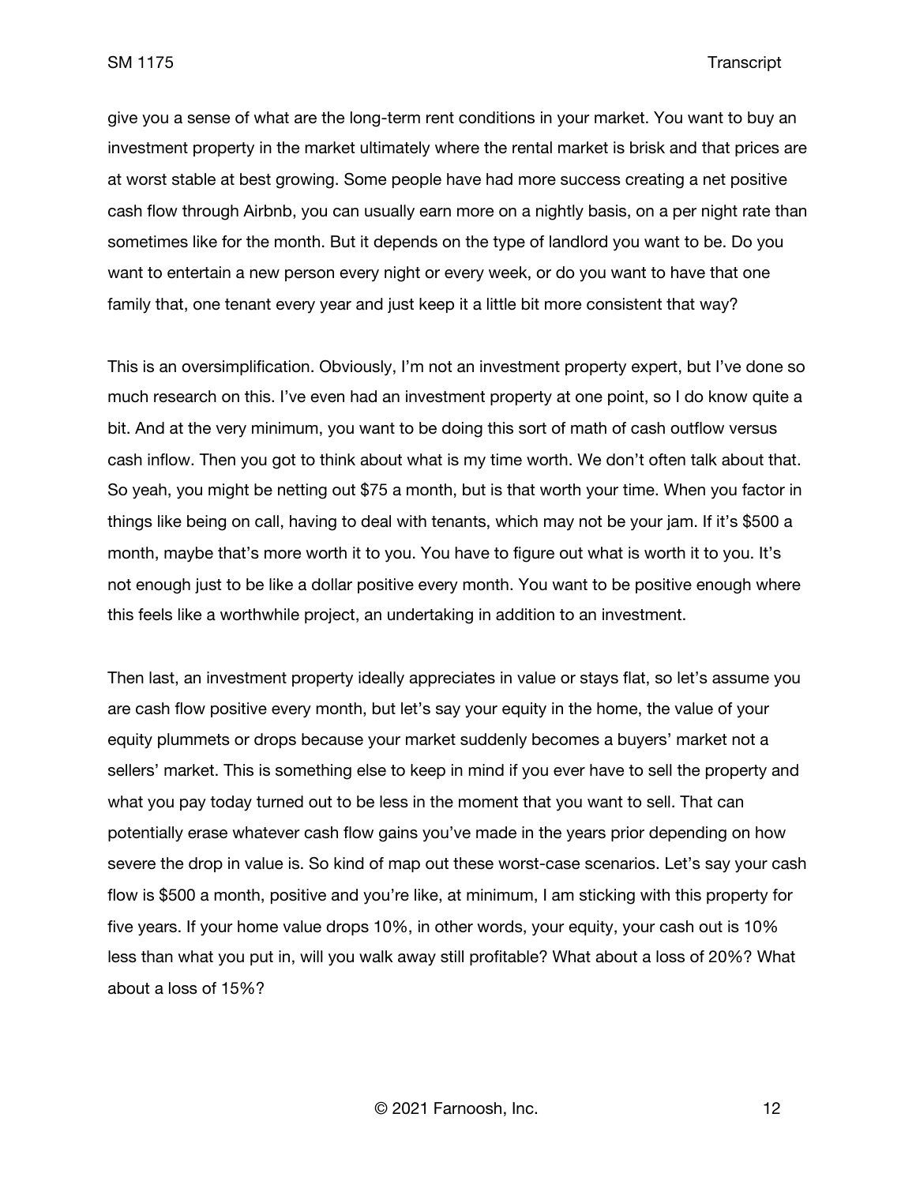give you a sense of what are the long-term rent conditions in your market. You want to buy an investment property in the market ultimately where the rental market is brisk and that prices are at worst stable at best growing. Some people have had more success creating a net positive cash flow through Airbnb, you can usually earn more on a nightly basis, on a per night rate than sometimes like for the month. But it depends on the type of landlord you want to be. Do you want to entertain a new person every night or every week, or do you want to have that one family that, one tenant every year and just keep it a little bit more consistent that way?

This is an oversimplification. Obviously, I'm not an investment property expert, but I've done so much research on this. I've even had an investment property at one point, so I do know quite a bit. And at the very minimum, you want to be doing this sort of math of cash outflow versus cash inflow. Then you got to think about what is my time worth. We don't often talk about that. So yeah, you might be netting out $75 a month, but is that worth your time. When you factor in things like being on call, having to deal with tenants, which may not be your jam. If it's $500 a month, maybe that's more worth it to you. You have to figure out what is worth it to you. It's not enough just to be like a dollar positive every month. You want to be positive enough where this feels like a worthwhile project, an undertaking in addition to an investment.

Then last, an investment property ideally appreciates in value or stays flat, so let's assume you are cash flow positive every month, but let's say your equity in the home, the value of your equity plummets or drops because your market suddenly becomes a buyers' market not a sellers' market. This is something else to keep in mind if you ever have to sell the property and what you pay today turned out to be less in the moment that you want to sell. That can potentially erase whatever cash flow gains you've made in the years prior depending on how severe the drop in value is. So kind of map out these worst-case scenarios. Let's say your cash flow is $500 a month, positive and you're like, at minimum, I am sticking with this property for five years. If your home value drops 10%, in other words, your equity, your cash out is 10% less than what you put in, will you walk away still profitable? What about a loss of 20%? What about a loss of 15%?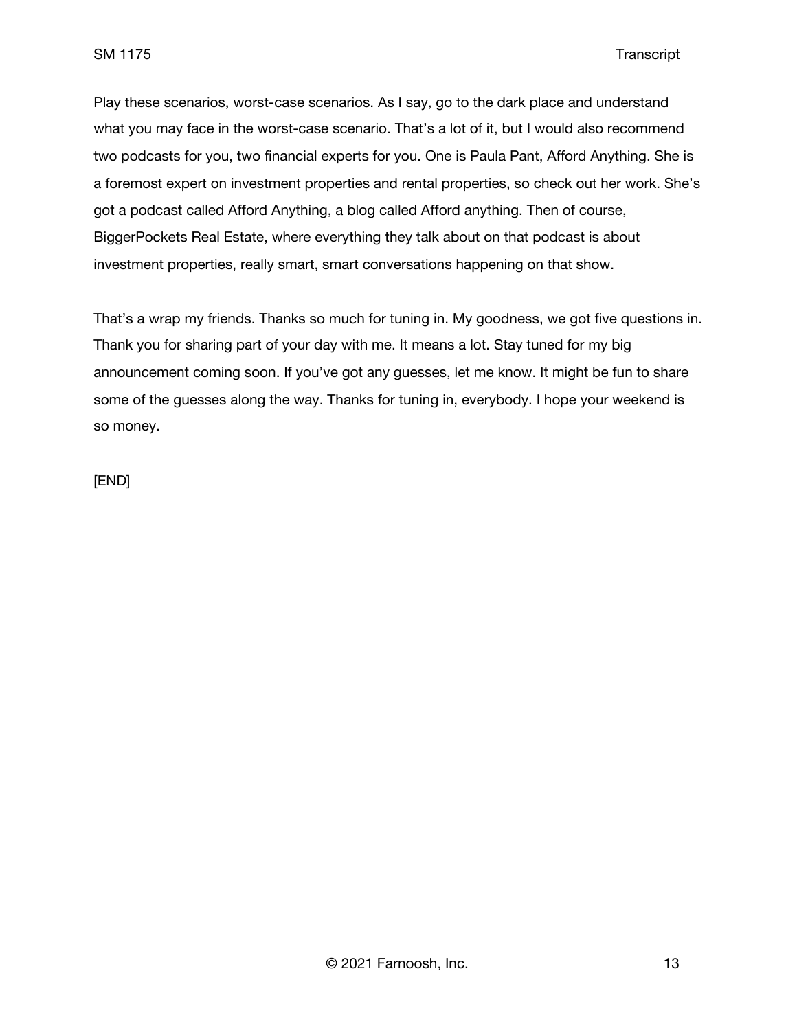Play these scenarios, worst-case scenarios. As I say, go to the dark place and understand what you may face in the worst-case scenario. That’s a lot of it, but I would also recommend two podcasts for you, two financial experts for you. One is Paula Pant, Afford Anything. She is a foremost expert on investment properties and rental properties, so check out her work. She’s got a podcast called Afford Anything, a blog called Afford anything. Then of course, BiggerPockets Real Estate, where everything they talk about on that podcast is about investment properties, really smart, smart conversations happening on that show.

That’s a wrap my friends. Thanks so much for tuning in. My goodness, we got five questions in. Thank you for sharing part of your day with me. It means a lot. Stay tuned for my big announcement coming soon. If you’ve got any guesses, let me know. It might be fun to share some of the guesses along the way. Thanks for tuning in, everybody. I hope your weekend is so money.

[END]